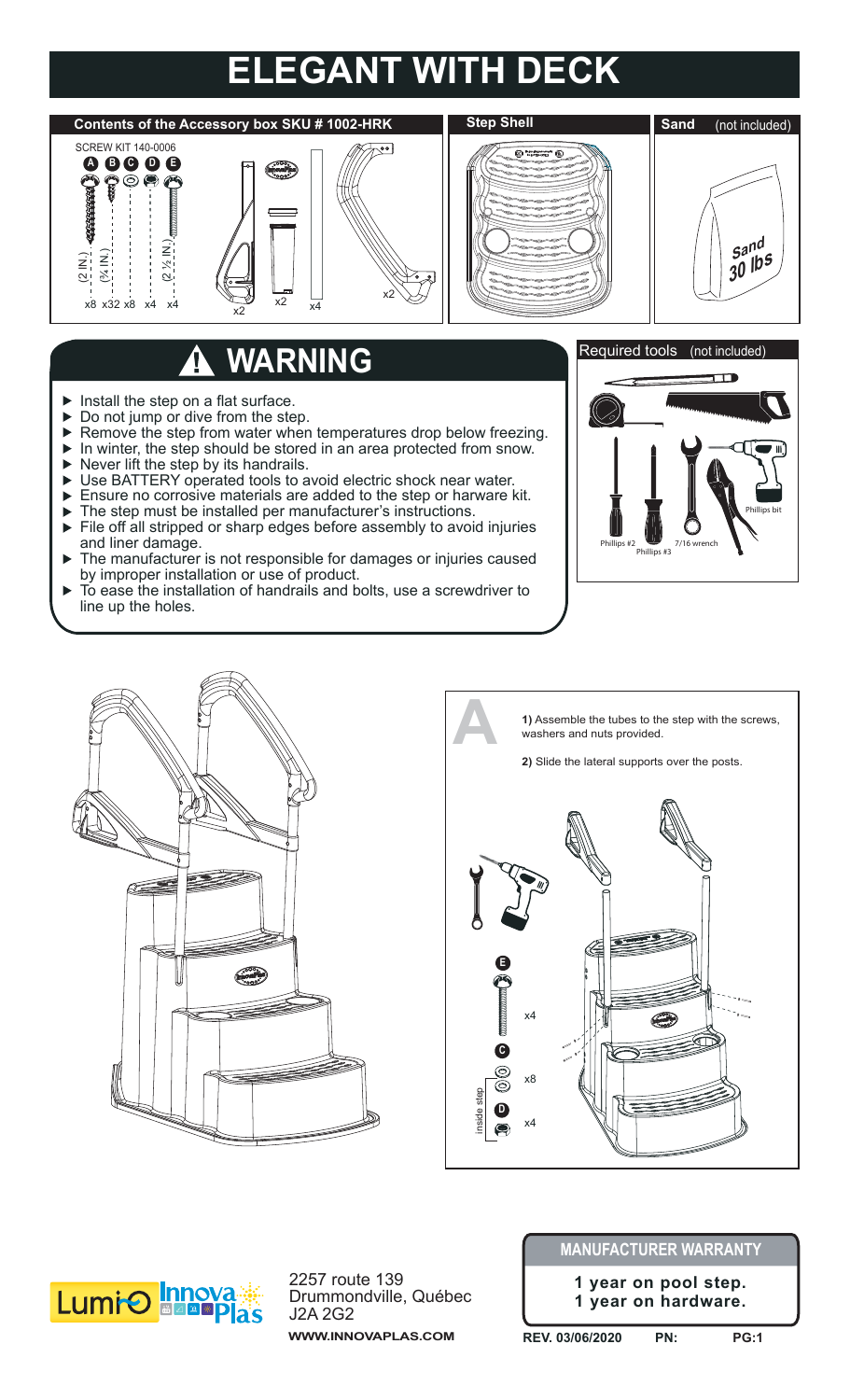# ELEGANT WITH DECK

## Contents of the Accessory box SKU # 1002-HRK

SCREW KIT 140-0006

A B C D E

(2 IN.) (¾ IN.) (2 ½ IN.)

x8 x32 x8 x4 x4

x2 x2 x4 x2

## Step Shell

## Sand (not included)

Sand 30 lbs

## WARNING

- Install the step on a flat surface.
- Do not jump or dive from the step.
- Remove the step from water when temperatures drop below freezing.
- In winter, the step should be stored in an area protected from snow.
- Never lift the step by its handrails.
- Use BATTERY operated tools to avoid electric shock near water.
- Ensure no corrosive materials are added to the step or harware kit.
- The step must be installed per manufacturer's instructions.
- File off all stripped or sharp edges before assembly to avoid injuries and liner damage.
- The manufacturer is not responsible for damages or injuries caused by improper installation or use of product.
- To ease the installation of handrails and bolts, use a screwdriver to line up the holes.

## Required tools (not included)

Phillips #2 Phillips #3 7/16 wrench Phillips bit

## A

**1)** Assemble the tubes to the step with the screws, washers and nuts provided.

**2)** Slide the lateral supports over the posts.

E x4

C x8

D x4

inside step

Lumi-O Innova Plas

2257 route 139
Drummondville, Québec
J2A 2G2

**WWW.INNOVAPLAS.COM**

## MANUFACTURER WARRANTY

**1 year on pool step.**
**1 year on hardware.**

REV. 03/06/2020 PN: PG:1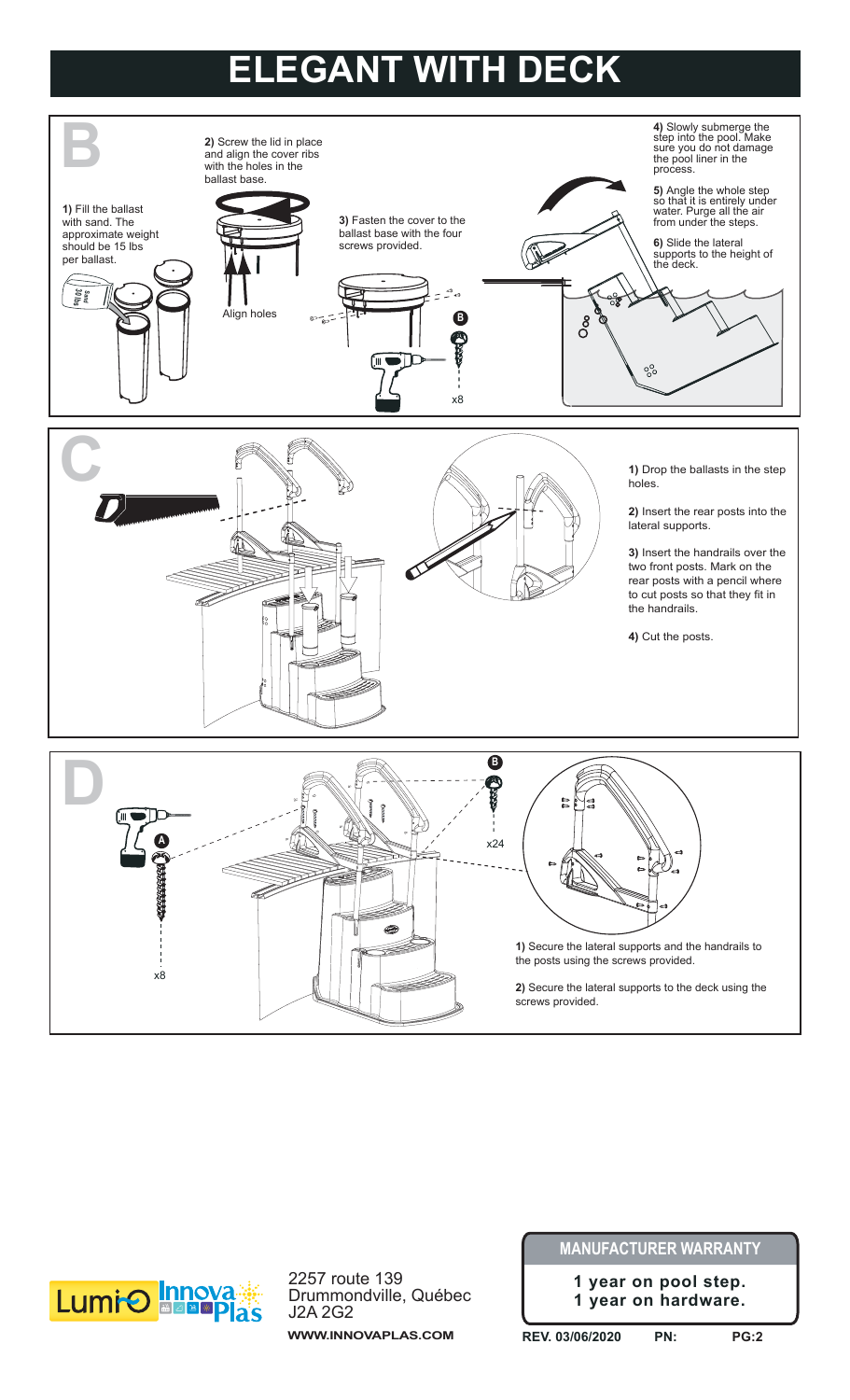# ELEGANT WITH DECK

## B

**1)** Fill the ballast with sand. The approximate weight should be 15 lbs per ballast.

**2)** Screw the lid in place and align the cover ribs with the holes in the ballast base.

Align holes

**3)** Fasten the cover to the ballast base with the four screws provided.

B

x8

**4)** Slowly submerge the step into the pool. Make sure you do not damage the pool liner in the process.

**5)** Angle the whole step so that it is entirely under water. Purge all the air from under the steps.

**6)** Slide the lateral supports to the height of the deck.

## C

**1)** Drop the ballasts in the step holes.

**2)** Insert the rear posts into the lateral supports.

**3)** Insert the handrails over the two front posts. Mark on the rear posts with a pencil where to cut posts so that they fit in the handrails.

**4)** Cut the posts.

## D

A

x8

B

x24

**1)** Secure the lateral supports and the handrails to the posts using the screws provided.

**2)** Secure the lateral supports to the deck using the screws provided.

2257 route 139
Drummondville, Québec
J2A 2G2

**WWW.INNOVAPLAS.COM**

**MANUFACTURER WARRANTY**

**1 year on pool step.**
**1 year on hardware.**

**REV. 03/06/2020** **PN:** **PG:2**